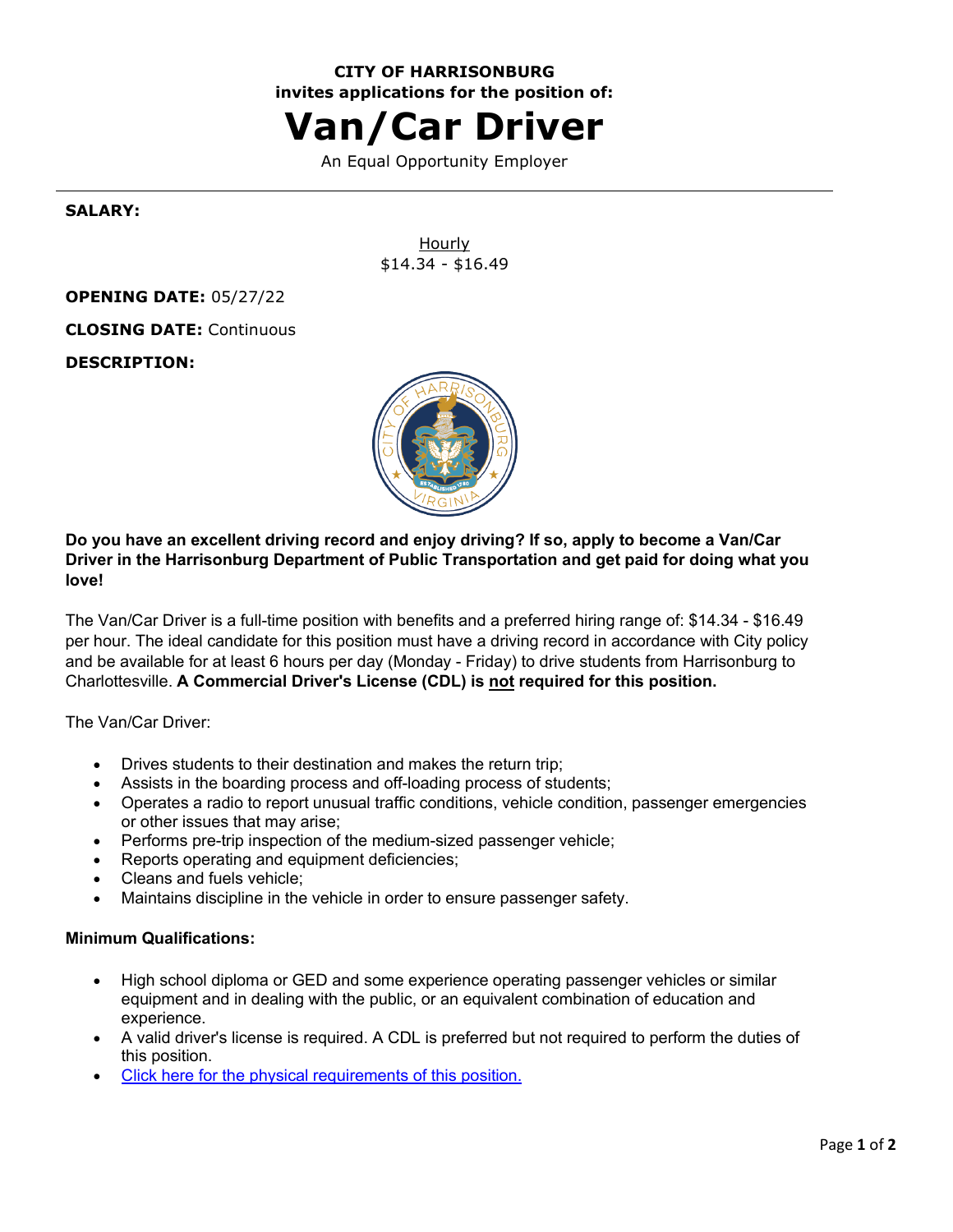**CITY OF HARRISONBURG**
**invites applications for the position of:**

# Van/Car Driver

An Equal Opportunity Employer

---

**SALARY:**

Hourly
$14.34 - $16.49

**OPENING DATE:** 05/27/22

**CLOSING DATE:** Continuous

**DESCRIPTION:**

**Do you have an excellent driving record and enjoy driving? If so, apply to become a Van/Car Driver in the Harrisonburg Department of Public Transportation and get paid for doing what you love!**

The Van/Car Driver is a full-time position with benefits and a preferred hiring range of: $14.34 - $16.49 per hour. The ideal candidate for this position must have a driving record in accordance with City policy and be available for at least 6 hours per day (Monday - Friday) to drive students from Harrisonburg to Charlottesville. **A Commercial Driver's License (CDL) is <u>not</u> required for this position.**

The Van/Car Driver:

- Drives students to their destination and makes the return trip;
- Assists in the boarding process and off-loading process of students;
- Operates a radio to report unusual traffic conditions, vehicle condition, passenger emergencies or other issues that may arise;
- Performs pre-trip inspection of the medium-sized passenger vehicle;
- Reports operating and equipment deficiencies;
- Cleans and fuels vehicle;
- Maintains discipline in the vehicle in order to ensure passenger safety.

**Minimum Qualifications:**

- High school diploma or GED and some experience operating passenger vehicles or similar equipment and in dealing with the public, or an equivalent combination of education and experience.
- A valid driver's license is required. A CDL is preferred but not required to perform the duties of this position.
- Click here for the physical requirements of this position.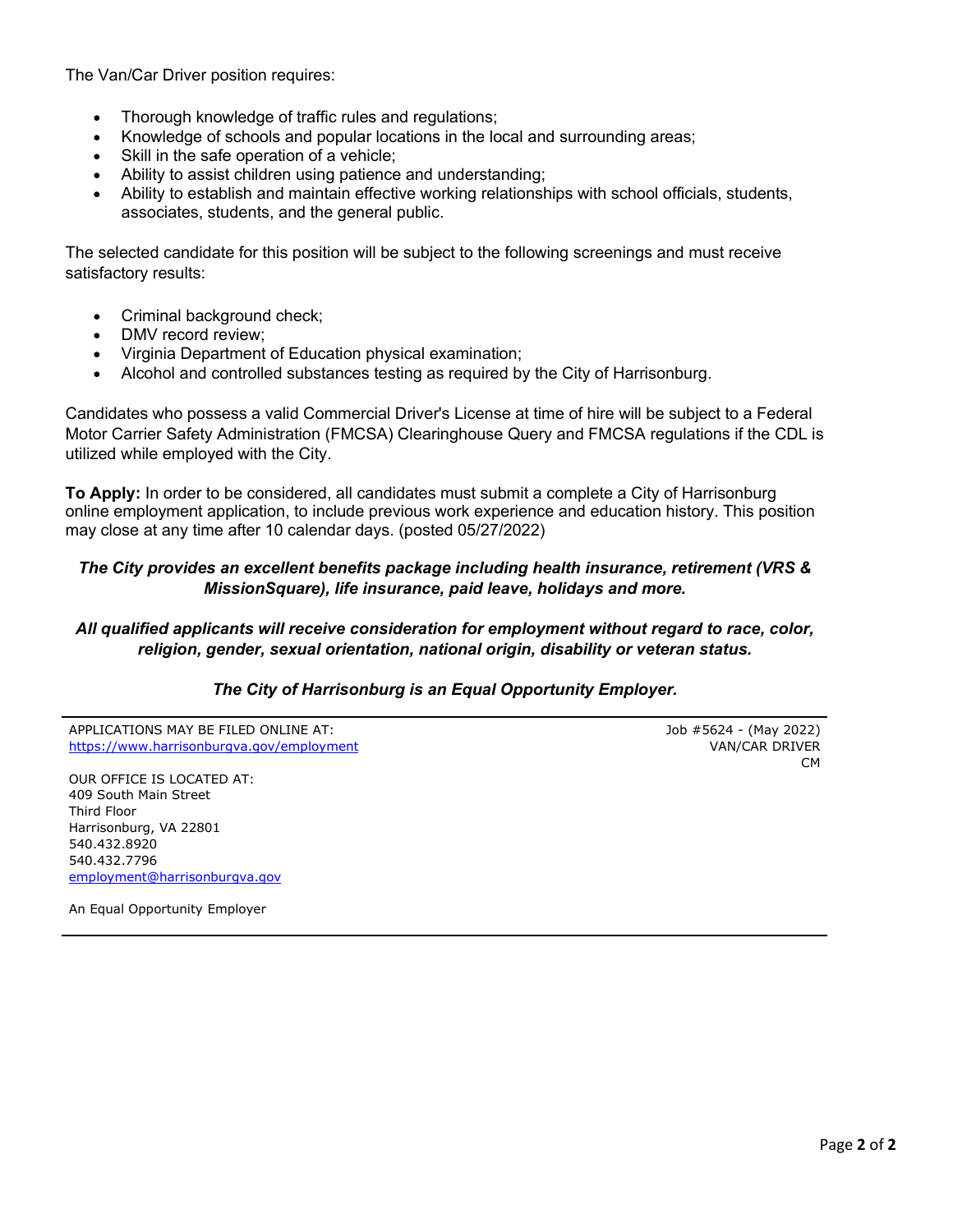The Van/Car Driver position requires:

- Thorough knowledge of traffic rules and regulations;
- Knowledge of schools and popular locations in the local and surrounding areas;
- Skill in the safe operation of a vehicle;
- Ability to assist children using patience and understanding;
- Ability to establish and maintain effective working relationships with school officials, students, associates, students, and the general public.

The selected candidate for this position will be subject to the following screenings and must receive satisfactory results:

- Criminal background check;
- DMV record review;
- Virginia Department of Education physical examination;
- Alcohol and controlled substances testing as required by the City of Harrisonburg.

Candidates who possess a valid Commercial Driver's License at time of hire will be subject to a Federal Motor Carrier Safety Administration (FMCSA) Clearinghouse Query and FMCSA regulations if the CDL is utilized while employed with the City.

**To Apply:** In order to be considered, all candidates must submit a complete a City of Harrisonburg online employment application, to include previous work experience and education history. This position may close at any time after 10 calendar days. (posted 05/27/2022)

***The City provides an excellent benefits package including health insurance, retirement (VRS & MissionSquare), life insurance, paid leave, holidays and more.***

***All qualified applicants will receive consideration for employment without regard to race, color, religion, gender, sexual orientation, national origin, disability or veteran status.***

***The City of Harrisonburg is an Equal Opportunity Employer.***

---

APPLICATIONS MAY BE FILED ONLINE AT:
https://www.harrisonburgva.gov/employment

Job #5624 - (May 2022)
VAN/CAR DRIVER
CM

OUR OFFICE IS LOCATED AT:
409 South Main Street
Third Floor
Harrisonburg, VA 22801
540.432.8920
540.432.7796
employment@harrisonburgva.gov

An Equal Opportunity Employer

---